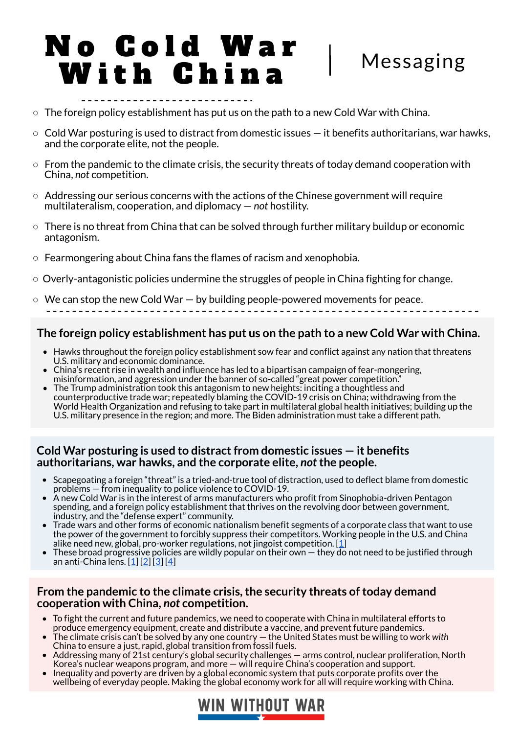# No Cold War With China | Messaging

- The foreign policy establishment has put us on the path to a new Cold War with China.
- Cold War posturing is used to distract from domestic issues — it benefits authoritarians, war hawks, and the corporate elite, not the people.
- From the pandemic to the climate crisis, the security threats of today demand cooperation with China, *not* competition.
- Addressing our serious concerns with the actions of the Chinese government will require multilateralism, cooperation, and diplomacy — *not* hostility.
- There is no threat from China that can be solved through further military buildup or economic antagonism.
- Fearmongering about China fans the flames of racism and xenophobia.
- Overly-antagonistic policies undermine the struggles of people in China fighting for change.
- We can stop the new Cold War — by building people-powered movements for peace.

## The foreign policy establishment has put us on the path to a new Cold War with China.

- Hawks throughout the foreign policy establishment sow fear and conflict against any nation that threatens U.S. military and economic dominance.
- China's recent rise in wealth and influence has led to a bipartisan campaign of fear-mongering, misinformation, and aggression under the banner of so-called "great power competition."
- The Trump administration took this antagonism to new heights: inciting a thoughtless and counterproductive trade war; repeatedly blaming the COVID-19 crisis on China; withdrawing from the World Health Organization and refusing to take part in multilateral global health initiatives; building up the U.S. military presence in the region; and more. The Biden administration must take a different path.

## Cold War posturing is used to distract from domestic issues — it benefits authoritarians, war hawks, and the corporate elite, *not* the people.

- Scapegoating a foreign "threat" is a tried-and-true tool of distraction, used to deflect blame from domestic problems — from inequality to police violence to COVID-19.
- A new Cold War is in the interest of arms manufacturers who profit from Sinophobia-driven Pentagon spending, and a foreign policy establishment that thrives on the revolving door between government, industry, and the "defense expert" community.
- Trade wars and other forms of economic nationalism benefit segments of a corporate class that want to use the power of the government to forcibly suppress their competitors. Working people in the U.S. and China alike need new, global, pro-worker regulations, not jingoist competition. [1]
- These broad progressive policies are wildly popular on their own — they do not need to be justified through an anti-China lens. [1] [2] [3] [4]

## From the pandemic to the climate crisis, the security threats of today demand cooperation with China, *not* competition.

- To fight the current and future pandemics, we need to cooperate with China in multilateral efforts to produce emergency equipment, create and distribute a vaccine, and prevent future pandemics.
- The climate crisis can't be solved by any one country — the United States must be willing to work *with* China to ensure a just, rapid, global transition from fossil fuels.
- Addressing many of 21st century's global security challenges — arms control, nuclear proliferation, North Korea's nuclear weapons program, and more — will require China's cooperation and support.
- Inequality and poverty are driven by a global economic system that puts corporate profits over the wellbeing of everyday people. Making the global economy work for all will require working with China.

WIN WITHOUT WAR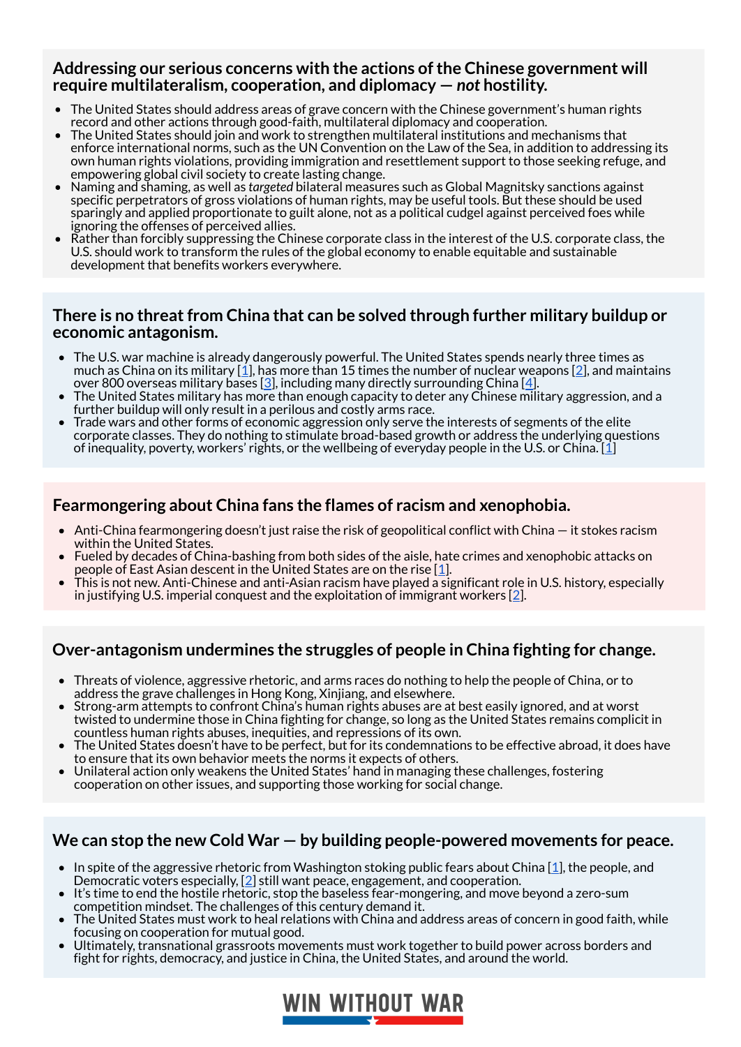## Addressing our serious concerns with the actions of the Chinese government will require multilateralism, cooperation, and diplomacy — *not* hostility.

- The United States should address areas of grave concern with the Chinese government's human rights record and other actions through good-faith, multilateral diplomacy and cooperation.
- The United States should join and work to strengthen multilateral institutions and mechanisms that enforce international norms, such as the UN Convention on the Law of the Sea, in addition to addressing its own human rights violations, providing immigration and resettlement support to those seeking refuge, and empowering global civil society to create lasting change.
- Naming and shaming, as well as *targeted* bilateral measures such as Global Magnitsky sanctions against specific perpetrators of gross violations of human rights, may be useful tools. But these should be used sparingly and applied proportionate to guilt alone, not as a political cudgel against perceived foes while ignoring the offenses of perceived allies.
- Rather than forcibly suppressing the Chinese corporate class in the interest of the U.S. corporate class, the U.S. should work to transform the rules of the global economy to enable equitable and sustainable development that benefits workers everywhere.

## There is no threat from China that can be solved through further military buildup or economic antagonism.

- The U.S. war machine is already dangerously powerful. The United States spends nearly three times as much as China on its military [1], has more than 15 times the number of nuclear weapons [2], and maintains over 800 overseas military bases [3], including many directly surrounding China [4].
- The United States military has more than enough capacity to deter any Chinese military aggression, and a further buildup will only result in a perilous and costly arms race.
- Trade wars and other forms of economic aggression only serve the interests of segments of the elite corporate classes. They do nothing to stimulate broad-based growth or address the underlying questions of inequality, poverty, workers' rights, or the wellbeing of everyday people in the U.S. or China. [1]

## Fearmongering about China fans the flames of racism and xenophobia.

- Anti-China fearmongering doesn't just raise the risk of geopolitical conflict with China — it stokes racism within the United States.
- Fueled by decades of China-bashing from both sides of the aisle, hate crimes and xenophobic attacks on people of East Asian descent in the United States are on the rise [1].
- This is not new. Anti-Chinese and anti-Asian racism have played a significant role in U.S. history, especially in justifying U.S. imperial conquest and the exploitation of immigrant workers [2].

## Over-antagonism undermines the struggles of people in China fighting for change.

- Threats of violence, aggressive rhetoric, and arms races do nothing to help the people of China, or to address the grave challenges in Hong Kong, Xinjiang, and elsewhere.
- Strong-arm attempts to confront China's human rights abuses are at best easily ignored, and at worst twisted to undermine those in China fighting for change, so long as the United States remains complicit in countless human rights abuses, inequities, and repressions of its own.
- The United States doesn't have to be perfect, but for its condemnations to be effective abroad, it does have to ensure that its own behavior meets the norms it expects of others.
- Unilateral action only weakens the United States' hand in managing these challenges, fostering cooperation on other issues, and supporting those working for social change.

## We can stop the new Cold War — by building people-powered movements for peace.

- In spite of the aggressive rhetoric from Washington stoking public fears about China [1], the people, and Democratic voters especially, [2] still want peace, engagement, and cooperation.
- It's time to end the hostile rhetoric, stop the baseless fear-mongering, and move beyond a zero-sum competition mindset. The challenges of this century demand it.
- The United States must work to heal relations with China and address areas of concern in good faith, while focusing on cooperation for mutual good.
- Ultimately, transnational grassroots movements must work together to build power across borders and fight for rights, democracy, and justice in China, the United States, and around the world.

WIN WITHOUT WAR